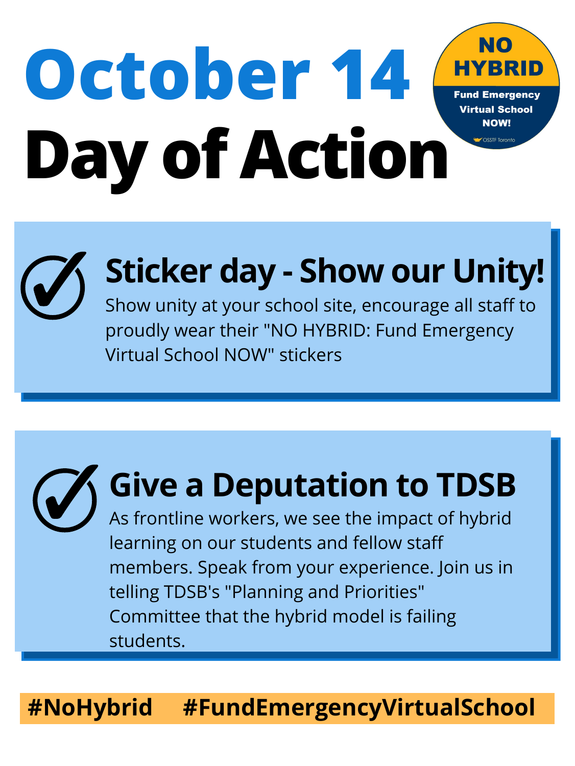# October 14
# Day of Action

NO HYBRID
Fund Emergency Virtual School NOW!
OSSTF Toronto

## Sticker day - Show our Unity!

Show unity at your school site, encourage all staff to proudly wear their "NO HYBRID: Fund Emergency Virtual School NOW" stickers

## Give a Deputation to TDSB

As frontline workers, we see the impact of hybrid learning on our students and fellow staff members. Speak from your experience. Join us in telling TDSB's "Planning and Priorities" Committee that the hybrid model is failing students.

**#NoHybrid #FundEmergencyVirtualSchool**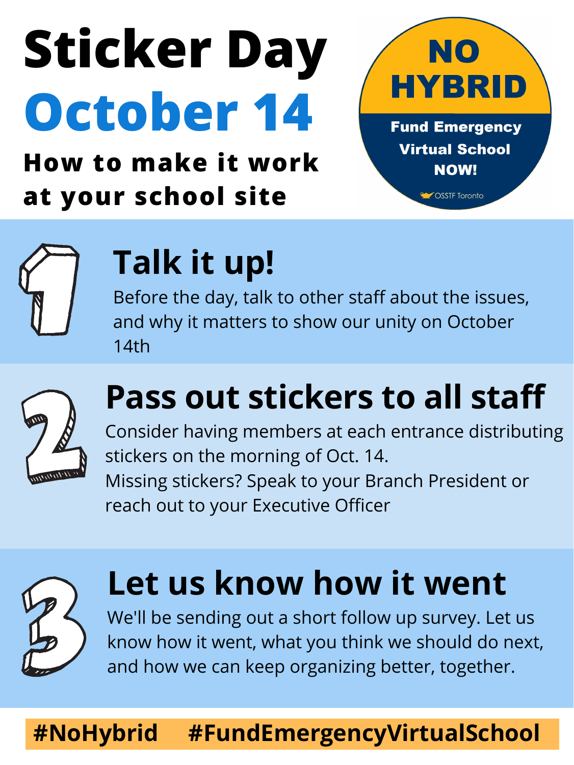# Sticker Day October 14

### How to make it work at your school site

**NO HYBRID**

**Fund Emergency Virtual School NOW!**

OSSTF Toronto

## 1 Talk it up!

Before the day, talk to other staff about the issues, and why it matters to show our unity on October 14th

## 2 Pass out stickers to all staff

Consider having members at each entrance distributing stickers on the morning of Oct. 14.
Missing stickers? Speak to your Branch President or reach out to your Executive Officer

## 3 Let us know how it went

We'll be sending out a short follow up survey. Let us know how it went, what you think we should do next, and how we can keep organizing better, together.

**#NoHybrid #FundEmergencyVirtualSchool**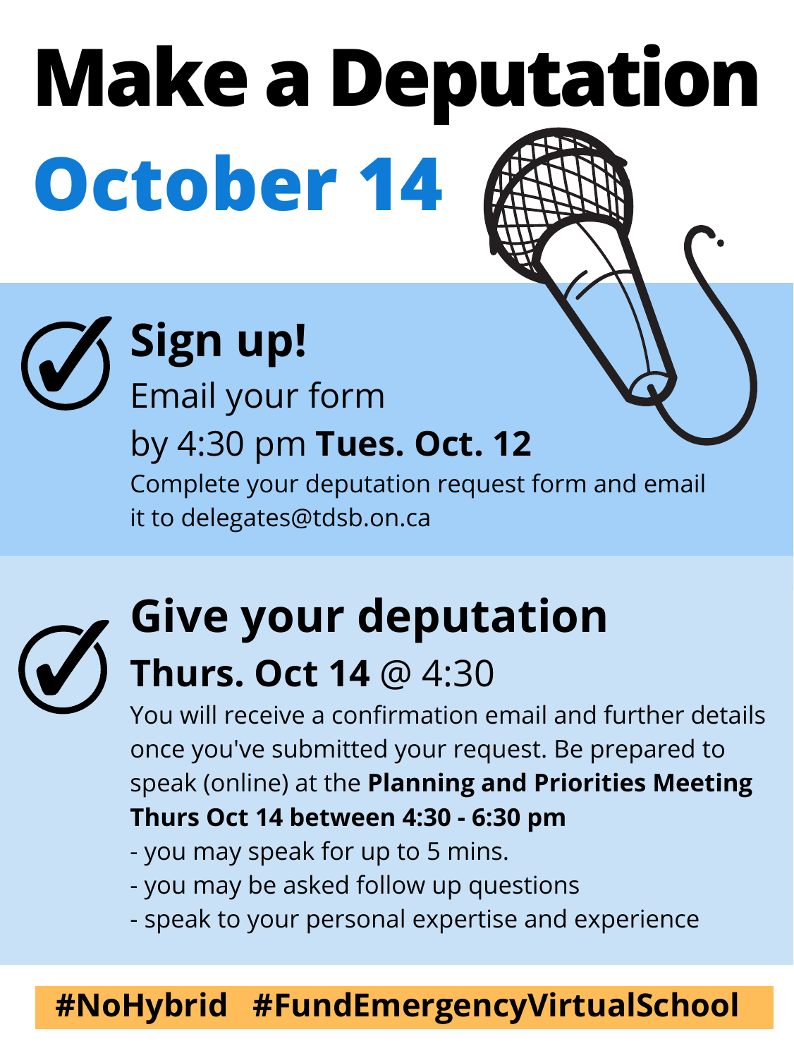# Make a Deputation

## October 14

### Sign up!

Email your form

by 4:30 pm **Tues. Oct. 12**

Complete your deputation request form and email it to delegates@tdsb.on.ca

### Give your deputation

**Thurs. Oct 14** @ 4:30

You will receive a confirmation email and further details once you've submitted your request. Be prepared to speak (online) at the **Planning and Priorities Meeting Thurs Oct 14 between 4:30 - 6:30 pm**

- you may speak for up to 5 mins.
- you may be asked follow up questions
- speak to your personal expertise and experience

**#NoHybrid #FundEmergencyVirtualSchool**